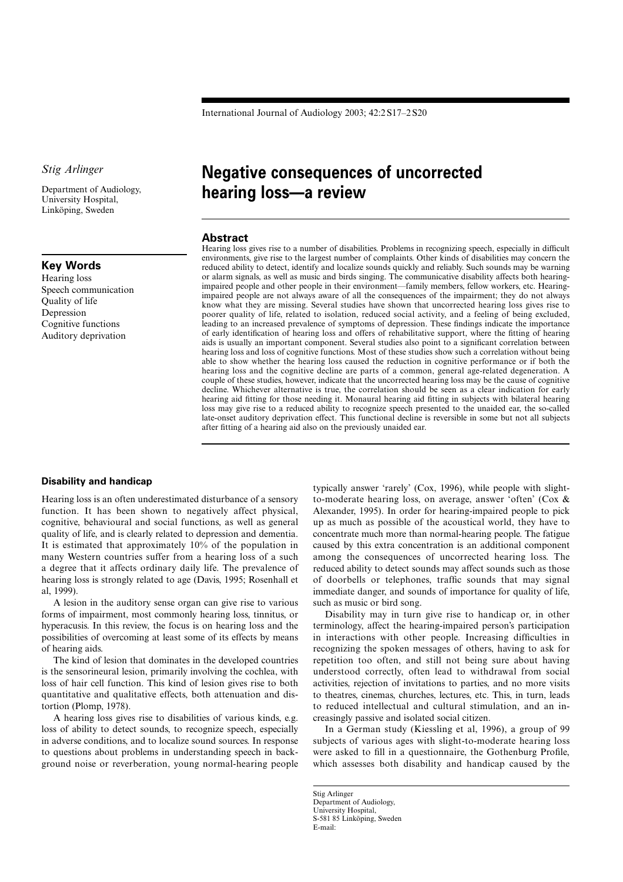*Stig Arlinger*

Department of Audiology, University Hospital, Linköping, Sweden

# Negative consequences of uncorrected hearing loss—a review

## Abstract

Hearing loss gives rise to a number of disabilities. Problems in recognizing speech, especially in difficult environments, give rise to the largest number of complaints. Other kinds of disabilities may concern the reduced ability to detect, identify and localize sounds quickly and reliably. Such sounds may be warning or alarm signals, as well as music and birds singing. The communicative disability affects both hearing-impaired people and other people in their environment—family members, fellow workers, etc. Hearing-impaired people are not always aware of all the consequences of the impairment; they do not always know what they are missing. Several studies have shown that uncorrected hearing loss gives rise to poorer quality of life, related to isolation, reduced social activity, and a feeling of being excluded, leading to an increased prevalence of symptoms of depression. These findings indicate the importance of early identification of hearing loss and offers of rehabilitative support, where the fitting of hearing aids is usually an important component. Several studies also point to a significant correlation between hearing loss and loss of cognitive functions. Most of these studies show such a correlation without being able to show whether the hearing loss caused the reduction in cognitive performance or if both the hearing loss and the cognitive decline are parts of a common, general age-related degeneration. A couple of these studies, however, indicate that the uncorrected hearing loss may be the cause of cognitive decline. Whichever alternative is true, the correlation should be seen as a clear indication for early hearing aid fitting for those needing it. Monaural hearing aid fitting in subjects with bilateral hearing loss may give rise to a reduced ability to recognize speech presented to the unaided ear, the so-called late-onset auditory deprivation effect. This functional decline is reversible in some but not all subjects after fitting of a hearing aid also on the previously unaided ear.

## Key Words

Hearing loss
Speech communication
Quality of life
Depression
Cognitive functions
Auditory deprivation

### Disability and handicap

Hearing loss is an often underestimated disturbance of a sensory function. It has been shown to negatively affect physical, cognitive, behavioural and social functions, as well as general quality of life, and is clearly related to depression and dementia. It is estimated that approximately 10% of the population in many Western countries suffer from a hearing loss of a such a degree that it affects ordinary daily life. The prevalence of hearing loss is strongly related to age (Davis, 1995; Rosenhall et al, 1999).

A lesion in the auditory sense organ can give rise to various forms of impairment, most commonly hearing loss, tinnitus, or hyperacusis. In this review, the focus is on hearing loss and the possibilities of overcoming at least some of its effects by means of hearing aids.

The kind of lesion that dominates in the developed countries is the sensorineural lesion, primarily involving the cochlea, with loss of hair cell function. This kind of lesion gives rise to both quantitative and qualitative effects, both attenuation and distortion (Plomp, 1978).

A hearing loss gives rise to disabilities of various kinds, e.g. loss of ability to detect sounds, to recognize speech, especially in adverse conditions, and to localize sound sources. In response to questions about problems in understanding speech in background noise or reverberation, young normal-hearing people typically answer 'rarely' (Cox, 1996), while people with slight-to-moderate hearing loss, on average, answer 'often' (Cox & Alexander, 1995). In order for hearing-impaired people to pick up as much as possible of the acoustical world, they have to concentrate much more than normal-hearing people. The fatigue caused by this extra concentration is an additional component among the consequences of uncorrected hearing loss. The reduced ability to detect sounds may affect sounds such as those of doorbells or telephones, traffic sounds that may signal immediate danger, and sounds of importance for quality of life, such as music or bird song.

Disability may in turn give rise to handicap or, in other terminology, affect the hearing-impaired person's participation in interactions with other people. Increasing difficulties in recognizing the spoken messages of others, having to ask for repetition too often, and still not being sure about having understood correctly, often lead to withdrawal from social activities, rejection of invitations to parties, and no more visits to theatres, cinemas, churches, lectures, etc. This, in turn, leads to reduced intellectual and cultural stimulation, and an increasingly passive and isolated social citizen.

In a German study (Kiessling et al, 1996), a group of 99 subjects of various ages with slight-to-moderate hearing loss were asked to fill in a questionnaire, the Gothenburg Profile, which assesses both disability and handicap caused by the

Stig Arlinger
Department of Audiology,
University Hospital,
S-581 85 Linköping, Sweden
E-mail: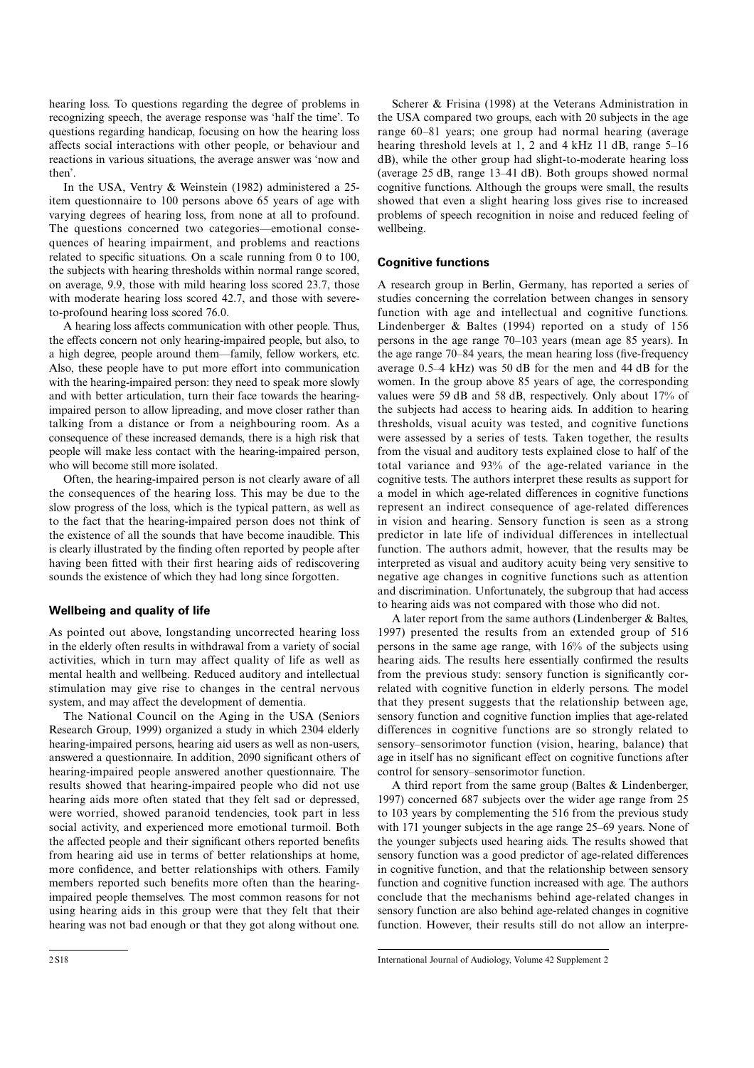hearing loss. To questions regarding the degree of problems in recognizing speech, the average response was 'half the time'. To questions regarding handicap, focusing on how the hearing loss affects social interactions with other people, or behaviour and reactions in various situations, the average answer was 'now and then'.

In the USA, Ventry & Weinstein (1982) administered a 25-item questionnaire to 100 persons above 65 years of age with varying degrees of hearing loss, from none at all to profound. The questions concerned two categories—emotional consequences of hearing impairment, and problems and reactions related to specific situations. On a scale running from 0 to 100, the subjects with hearing thresholds within normal range scored, on average, 9.9, those with mild hearing loss scored 23.7, those with moderate hearing loss scored 42.7, and those with severe-to-profound hearing loss scored 76.0.

A hearing loss affects communication with other people. Thus, the effects concern not only hearing-impaired people, but also, to a high degree, people around them—family, fellow workers, etc. Also, these people have to put more effort into communication with the hearing-impaired person: they need to speak more slowly and with better articulation, turn their face towards the hearing-impaired person to allow lipreading, and move closer rather than talking from a distance or from a neighbouring room. As a consequence of these increased demands, there is a high risk that people will make less contact with the hearing-impaired person, who will become still more isolated.

Often, the hearing-impaired person is not clearly aware of all the consequences of the hearing loss. This may be due to the slow progress of the loss, which is the typical pattern, as well as to the fact that the hearing-impaired person does not think of the existence of all the sounds that have become inaudible. This is clearly illustrated by the finding often reported by people after having been fitted with their first hearing aids of rediscovering sounds the existence of which they had long since forgotten.

## Wellbeing and quality of life

As pointed out above, longstanding uncorrected hearing loss in the elderly often results in withdrawal from a variety of social activities, which in turn may affect quality of life as well as mental health and wellbeing. Reduced auditory and intellectual stimulation may give rise to changes in the central nervous system, and may affect the development of dementia.

The National Council on the Aging in the USA (Seniors Research Group, 1999) organized a study in which 2304 elderly hearing-impaired persons, hearing aid users as well as non-users, answered a questionnaire. In addition, 2090 significant others of hearing-impaired people answered another questionnaire. The results showed that hearing-impaired people who did not use hearing aids more often stated that they felt sad or depressed, were worried, showed paranoid tendencies, took part in less social activity, and experienced more emotional turmoil. Both the affected people and their significant others reported benefits from hearing aid use in terms of better relationships at home, more confidence, and better relationships with others. Family members reported such benefits more often than the hearing-impaired people themselves. The most common reasons for not using hearing aids in this group were that they felt that their hearing was not bad enough or that they got along without one.

Scherer & Frisina (1998) at the Veterans Administration in the USA compared two groups, each with 20 subjects in the age range 60–81 years; one group had normal hearing (average hearing threshold levels at 1, 2 and 4 kHz 11 dB, range 5–16 dB), while the other group had slight-to-moderate hearing loss (average 25 dB, range 13–41 dB). Both groups showed normal cognitive functions. Although the groups were small, the results showed that even a slight hearing loss gives rise to increased problems of speech recognition in noise and reduced feeling of wellbeing.

## Cognitive functions

A research group in Berlin, Germany, has reported a series of studies concerning the correlation between changes in sensory function with age and intellectual and cognitive functions. Lindenberger & Baltes (1994) reported on a study of 156 persons in the age range 70–103 years (mean age 85 years). In the age range 70–84 years, the mean hearing loss (five-frequency average 0.5–4 kHz) was 50 dB for the men and 44 dB for the women. In the group above 85 years of age, the corresponding values were 59 dB and 58 dB, respectively. Only about 17% of the subjects had access to hearing aids. In addition to hearing thresholds, visual acuity was tested, and cognitive functions were assessed by a series of tests. Taken together, the results from the visual and auditory tests explained close to half of the total variance and 93% of the age-related variance in the cognitive tests. The authors interpret these results as support for a model in which age-related differences in cognitive functions represent an indirect consequence of age-related differences in vision and hearing. Sensory function is seen as a strong predictor in late life of individual differences in intellectual function. The authors admit, however, that the results may be interpreted as visual and auditory acuity being very sensitive to negative age changes in cognitive functions such as attention and discrimination. Unfortunately, the subgroup that had access to hearing aids was not compared with those who did not.

A later report from the same authors (Lindenberger & Baltes, 1997) presented the results from an extended group of 516 persons in the same age range, with 16% of the subjects using hearing aids. The results here essentially confirmed the results from the previous study: sensory function is significantly correlated with cognitive function in elderly persons. The model that they present suggests that the relationship between age, sensory function and cognitive function implies that age-related differences in cognitive functions are so strongly related to sensory–sensorimotor function (vision, hearing, balance) that age in itself has no significant effect on cognitive functions after control for sensory–sensorimotor function.

A third report from the same group (Baltes & Lindenberger, 1997) concerned 687 subjects over the wider age range from 25 to 103 years by complementing the 516 from the previous study with 171 younger subjects in the age range 25–69 years. None of the younger subjects used hearing aids. The results showed that sensory function was a good predictor of age-related differences in cognitive function, and that the relationship between sensory function and cognitive function increased with age. The authors conclude that the mechanisms behind age-related changes in sensory function are also behind age-related changes in cognitive function. However, their results still do not allow an interpre-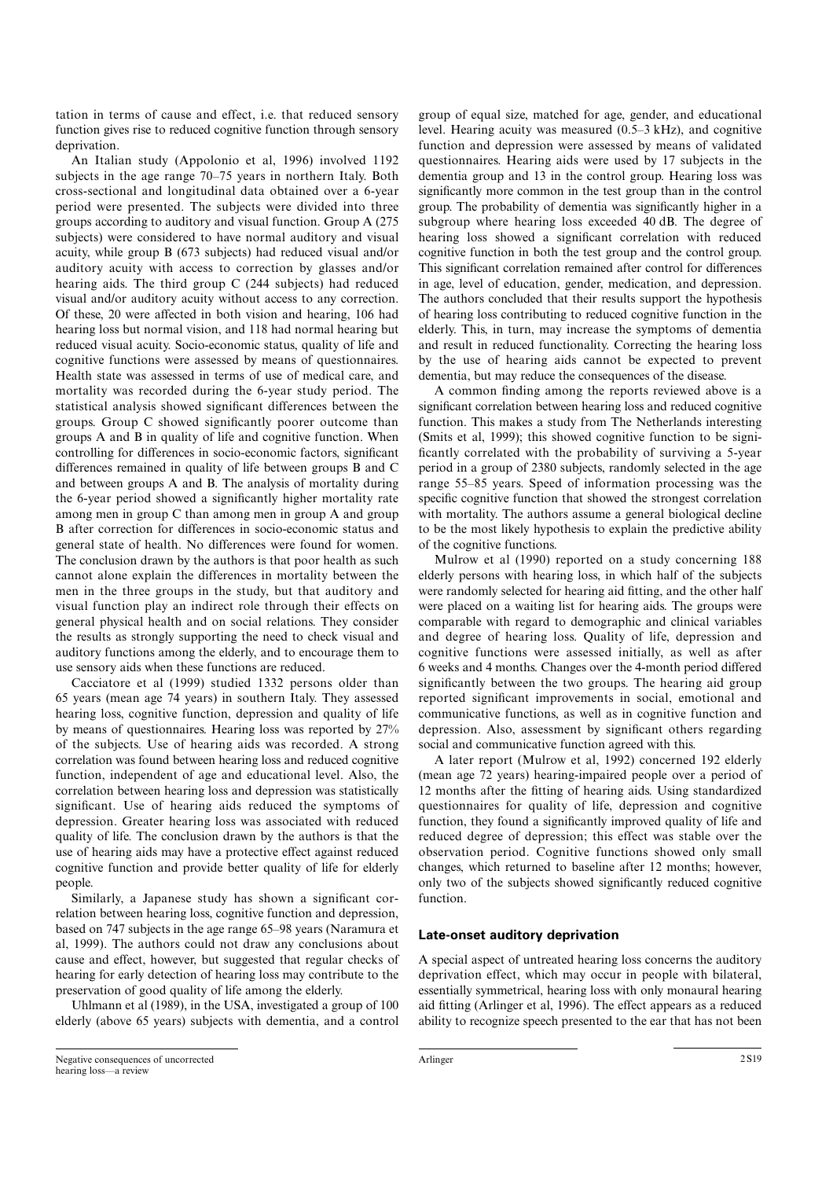tation in terms of cause and effect, i.e. that reduced sensory function gives rise to reduced cognitive function through sensory deprivation.

An Italian study (Appolonio et al, 1996) involved 1192 subjects in the age range 70–75 years in northern Italy. Both cross-sectional and longitudinal data obtained over a 6-year period were presented. The subjects were divided into three groups according to auditory and visual function. Group A (275 subjects) were considered to have normal auditory and visual acuity, while group B (673 subjects) had reduced visual and/or auditory acuity with access to correction by glasses and/or hearing aids. The third group C (244 subjects) had reduced visual and/or auditory acuity without access to any correction. Of these, 20 were affected in both vision and hearing, 106 had hearing loss but normal vision, and 118 had normal hearing but reduced visual acuity. Socio-economic status, quality of life and cognitive functions were assessed by means of questionnaires. Health state was assessed in terms of use of medical care, and mortality was recorded during the 6-year study period. The statistical analysis showed significant differences between the groups. Group C showed significantly poorer outcome than groups A and B in quality of life and cognitive function. When controlling for differences in socio-economic factors, significant differences remained in quality of life between groups B and C and between groups A and B. The analysis of mortality during the 6-year period showed a significantly higher mortality rate among men in group C than among men in group A and group B after correction for differences in socio-economic status and general state of health. No differences were found for women. The conclusion drawn by the authors is that poor health as such cannot alone explain the differences in mortality between the men in the three groups in the study, but that auditory and visual function play an indirect role through their effects on general physical health and on social relations. They consider the results as strongly supporting the need to check visual and auditory functions among the elderly, and to encourage them to use sensory aids when these functions are reduced.

Cacciatore et al (1999) studied 1332 persons older than 65 years (mean age 74 years) in southern Italy. They assessed hearing loss, cognitive function, depression and quality of life by means of questionnaires. Hearing loss was reported by 27% of the subjects. Use of hearing aids was recorded. A strong correlation was found between hearing loss and reduced cognitive function, independent of age and educational level. Also, the correlation between hearing loss and depression was statistically significant. Use of hearing aids reduced the symptoms of depression. Greater hearing loss was associated with reduced quality of life. The conclusion drawn by the authors is that the use of hearing aids may have a protective effect against reduced cognitive function and provide better quality of life for elderly people.

Similarly, a Japanese study has shown a significant correlation between hearing loss, cognitive function and depression, based on 747 subjects in the age range 65–98 years (Naramura et al, 1999). The authors could not draw any conclusions about cause and effect, however, but suggested that regular checks of hearing for early detection of hearing loss may contribute to the preservation of good quality of life among the elderly.

Uhlmann et al (1989), in the USA, investigated a group of 100 elderly (above 65 years) subjects with dementia, and a control group of equal size, matched for age, gender, and educational level. Hearing acuity was measured (0.5–3 kHz), and cognitive function and depression were assessed by means of validated questionnaires. Hearing aids were used by 17 subjects in the dementia group and 13 in the control group. Hearing loss was significantly more common in the test group than in the control group. The probability of dementia was significantly higher in a subgroup where hearing loss exceeded 40 dB. The degree of hearing loss showed a significant correlation with reduced cognitive function in both the test group and the control group. This significant correlation remained after control for differences in age, level of education, gender, medication, and depression. The authors concluded that their results support the hypothesis of hearing loss contributing to reduced cognitive function in the elderly. This, in turn, may increase the symptoms of dementia and result in reduced functionality. Correcting the hearing loss by the use of hearing aids cannot be expected to prevent dementia, but may reduce the consequences of the disease.

A common finding among the reports reviewed above is a significant correlation between hearing loss and reduced cognitive function. This makes a study from The Netherlands interesting (Smits et al, 1999); this showed cognitive function to be significantly correlated with the probability of surviving a 5-year period in a group of 2380 subjects, randomly selected in the age range 55–85 years. Speed of information processing was the specific cognitive function that showed the strongest correlation with mortality. The authors assume a general biological decline to be the most likely hypothesis to explain the predictive ability of the cognitive functions.

Mulrow et al (1990) reported on a study concerning 188 elderly persons with hearing loss, in which half of the subjects were randomly selected for hearing aid fitting, and the other half were placed on a waiting list for hearing aids. The groups were comparable with regard to demographic and clinical variables and degree of hearing loss. Quality of life, depression and cognitive functions were assessed initially, as well as after 6 weeks and 4 months. Changes over the 4-month period differed significantly between the two groups. The hearing aid group reported significant improvements in social, emotional and communicative functions, as well as in cognitive function and depression. Also, assessment by significant others regarding social and communicative function agreed with this.

A later report (Mulrow et al, 1992) concerned 192 elderly (mean age 72 years) hearing-impaired people over a period of 12 months after the fitting of hearing aids. Using standardized questionnaires for quality of life, depression and cognitive function, they found a significantly improved quality of life and reduced degree of depression; this effect was stable over the observation period. Cognitive functions showed only small changes, which returned to baseline after 12 months; however, only two of the subjects showed significantly reduced cognitive function.

## Late-onset auditory deprivation

A special aspect of untreated hearing loss concerns the auditory deprivation effect, which may occur in people with bilateral, essentially symmetrical, hearing loss with only monaural hearing aid fitting (Arlinger et al, 1996). The effect appears as a reduced ability to recognize speech presented to the ear that has not been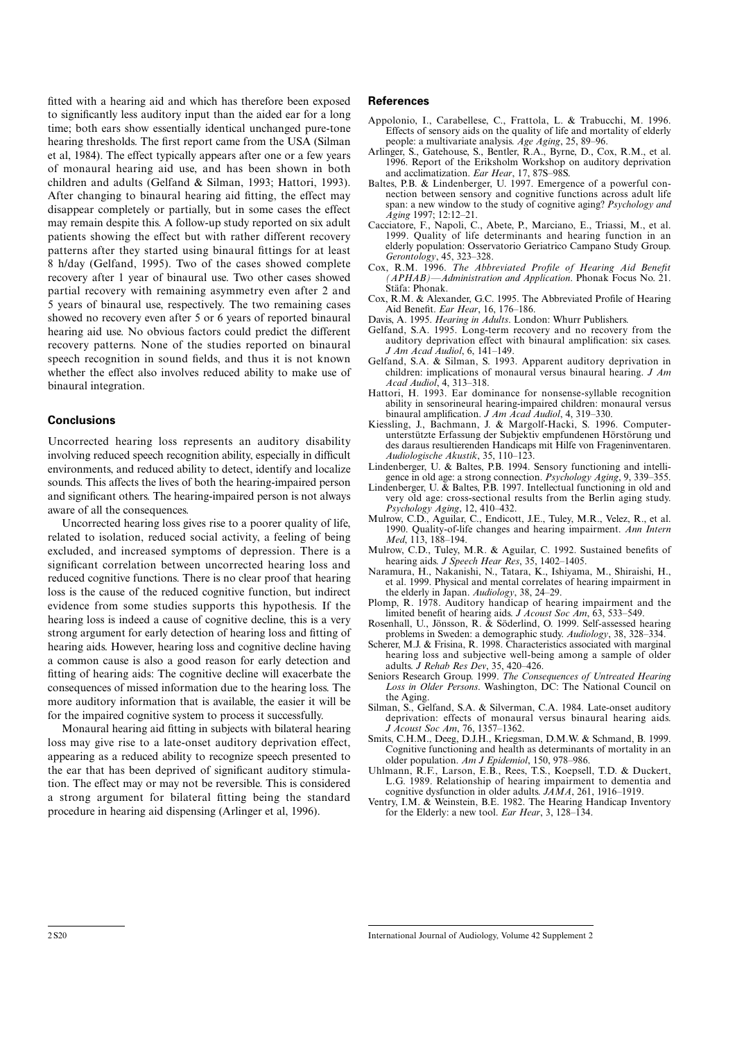fitted with a hearing aid and which has therefore been exposed to significantly less auditory input than the aided ear for a long time; both ears show essentially identical unchanged pure-tone hearing thresholds. The first report came from the USA (Silman et al, 1984). The effect typically appears after one or a few years of monaural hearing aid use, and has been shown in both children and adults (Gelfand & Silman, 1993; Hattori, 1993). After changing to binaural hearing aid fitting, the effect may disappear completely or partially, but in some cases the effect may remain despite this. A follow-up study reported on six adult patients showing the effect but with rather different recovery patterns after they started using binaural fittings for at least 8 h/day (Gelfand, 1995). Two of the cases showed complete recovery after 1 year of binaural use. Two other cases showed partial recovery with remaining asymmetry even after 2 and 5 years of binaural use, respectively. The two remaining cases showed no recovery even after 5 or 6 years of reported binaural hearing aid use. No obvious factors could predict the different recovery patterns. None of the studies reported on binaural speech recognition in sound fields, and thus it is not known whether the effect also involves reduced ability to make use of binaural integration.

## Conclusions

Uncorrected hearing loss represents an auditory disability involving reduced speech recognition ability, especially in difficult environments, and reduced ability to detect, identify and localize sounds. This affects the lives of both the hearing-impaired person and significant others. The hearing-impaired person is not always aware of all the consequences.

Uncorrected hearing loss gives rise to a poorer quality of life, related to isolation, reduced social activity, a feeling of being excluded, and increased symptoms of depression. There is a significant correlation between uncorrected hearing loss and reduced cognitive functions. There is no clear proof that hearing loss is the cause of the reduced cognitive function, but indirect evidence from some studies supports this hypothesis. If the hearing loss is indeed a cause of cognitive decline, this is a very strong argument for early detection of hearing loss and fitting of hearing aids. However, hearing loss and cognitive decline having a common cause is also a good reason for early detection and fitting of hearing aids: The cognitive decline will exacerbate the consequences of missed information due to the hearing loss. The more auditory information that is available, the easier it will be for the impaired cognitive system to process it successfully.

Monaural hearing aid fitting in subjects with bilateral hearing loss may give rise to a late-onset auditory deprivation effect, appearing as a reduced ability to recognize speech presented to the ear that has been deprived of significant auditory stimulation. The effect may or may not be reversible. This is considered a strong argument for bilateral fitting being the standard procedure in hearing aid dispensing (Arlinger et al, 1996).

## References

Appolonio, I., Carabellese, C., Frattola, L. & Trabucchi, M. 1996. Effects of sensory aids on the quality of life and mortality of elderly people: a multivariate analysis. *Age Aging*, 25, 89–96.

Arlinger, S., Gatehouse, S., Bentler, R.A., Byrne, D., Cox, R.M., et al. 1996. Report of the Eriksholm Workshop on auditory deprivation and acclimatization. *Ear Hear*, 17, 87S–98S.

Baltes, P.B. & Lindenberger, U. 1997. Emergence of a powerful connection between sensory and cognitive functions across adult life span: a new window to the study of cognitive aging? *Psychology and Aging* 1997; 12:12–21.

Cacciatore, F., Napoli, C., Abete, P., Marciano, E., Triassi, M., et al. 1999. Quality of life determinants and hearing function in an elderly population: Osservatorio Geriatrico Campano Study Group. *Gerontology*, 45, 323–328.

Cox, R.M. 1996. *The Abbreviated Profile of Hearing Aid Benefit (APHAB)—Administration and Application*. Phonak Focus No. 21. Stäfa: Phonak.

Cox, R.M. & Alexander, G.C. 1995. The Abbreviated Profile of Hearing Aid Benefit. *Ear Hear*, 16, 176–186.

Davis, A. 1995. *Hearing in Adults*. London: Whurr Publishers.

Gelfand, S.A. 1995. Long-term recovery and no recovery from the auditory deprivation effect with binaural amplification: six cases. *J Am Acad Audiol*, 6, 141–149.

Gelfand, S.A. & Silman, S. 1993. Apparent auditory deprivation in children: implications of monaural versus binaural hearing. *J Am Acad Audiol*, 4, 313–318.

Hattori, H. 1993. Ear dominance for nonsense-syllable recognition ability in sensorineural hearing-impaired children: monaural versus binaural amplification. *J Am Acad Audiol*, 4, 319–330.

Kiessling, J., Bachmann, J. & Margolf-Hacki, S. 1996. Computerunterstützte Erfassung der Subjektiv empfundenen Hörstörung und des daraus resultierenden Handicaps mit Hilfe von Frageninventaren. *Audiologische Akustik*, 35, 110–123.

Lindenberger, U. & Baltes, P.B. 1994. Sensory functioning and intelligence in old age: a strong connection. *Psychology Aging*, 9, 339–355.

Lindenberger, U. & Baltes, P.B. 1997. Intellectual functioning in old and very old age: cross-sectional results from the Berlin aging study. *Psychology Aging*, 12, 410–432.

Mulrow, C.D., Aguilar, C., Endicott, J.E., Tuley, M.R., Velez, R., et al. 1990. Quality-of-life changes and hearing impairment. *Ann Intern Med*, 113, 188–194.

Mulrow, C.D., Tuley, M.R. & Aguilar, C. 1992. Sustained benefits of hearing aids. *J Speech Hear Res*, 35, 1402–1405.

Naramura, H., Nakanishi, N., Tatara, K., Ishiyama, M., Shiraishi, H., et al. 1999. Physical and mental correlates of hearing impairment in the elderly in Japan. *Audiology*, 38, 24–29.

Plomp, R. 1978. Auditory handicap of hearing impairment and the limited benefit of hearing aids. *J Acoust Soc Am*, 63, 533–549.

Rosenhall, U., Jönsson, R. & Söderlind, O. 1999. Self-assessed hearing problems in Sweden: a demographic study. *Audiology*, 38, 328–334.

Scherer, M.J. & Frisina, R. 1998. Characteristics associated with marginal hearing loss and subjective well-being among a sample of older adults. *J Rehab Res Dev*, 35, 420–426.

Seniors Research Group. 1999. *The Consequences of Untreated Hearing Loss in Older Persons*. Washington, DC: The National Council on the Aging.

Silman, S., Gelfand, S.A. & Silverman, C.A. 1984. Late-onset auditory deprivation: effects of monaural versus binaural hearing aids. *J Acoust Soc Am*, 76, 1357–1362.

Smits, C.H.M., Deeg, D.J.H., Kriegsman, D.M.W. & Schmand, B. 1999. Cognitive functioning and health as determinants of mortality in an older population. *Am J Epidemiol*, 150, 978–986.

Uhlmann, R.F., Larson, E.B., Rees, T.S., Koepsell, T.D. & Duckert, L.G. 1989. Relationship of hearing impairment to dementia and cognitive dysfunction in older adults. *JAMA*, 261, 1916–1919.

Ventry, I.M. & Weinstein, B.E. 1982. The Hearing Handicap Inventory for the Elderly: a new tool. *Ear Hear*, 3, 128–134.